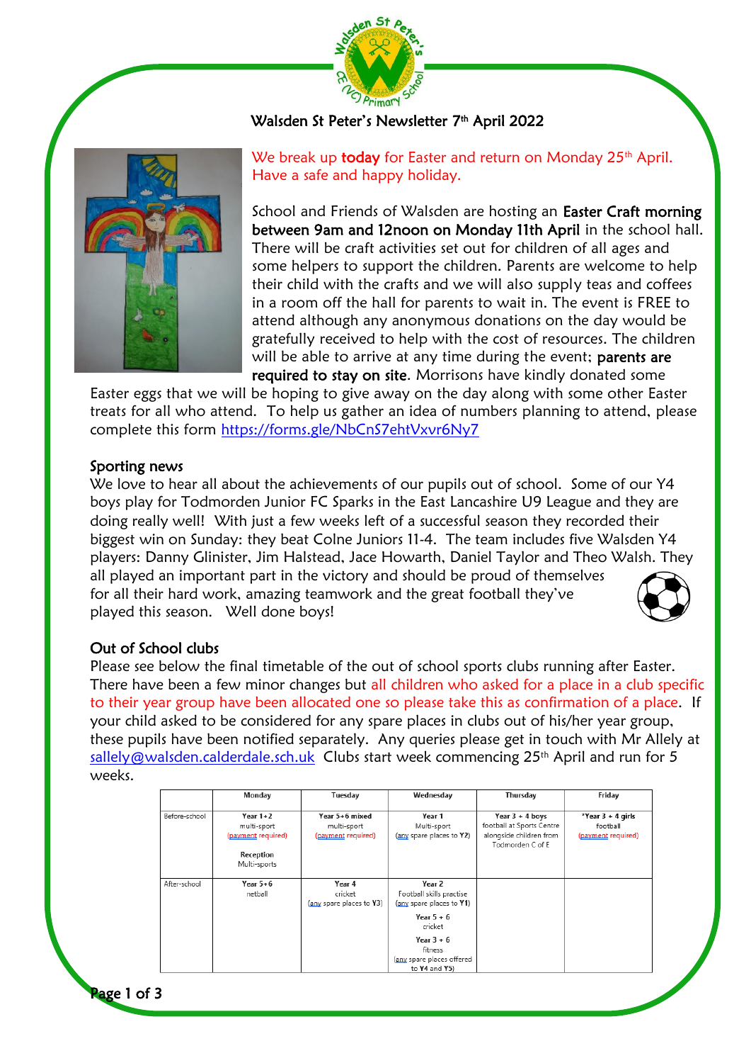# Walsden St Peter's Newsletter 7th April 2022

We break up **today** for Easter and return on Monday 25th April. Have a safe and happy holiday.

School and Friends of Walsden are hosting an **Easter Craft morning between 9am and 12noon on Monday 11th April** in the school hall. There will be craft activities set out for children of all ages and some helpers to support the children. Parents are welcome to help their child with the crafts and we will also supply teas and coffees in a room off the hall for parents to wait in. The event is FREE to attend although any anonymous donations on the day would be gratefully received to help with the cost of resources. The children will be able to arrive at any time during the event; **parents are required to stay on site**. Morrisons have kindly donated some Easter eggs that we will be hoping to give away on the day along with some other Easter treats for all who attend. To help us gather an idea of numbers planning to attend, please complete this form https://forms.gle/NbCnS7ehtVxvr6Ny7

## Sporting news

We love to hear all about the achievements of our pupils out of school. Some of our Y4 boys play for Todmorden Junior FC Sparks in the East Lancashire U9 League and they are doing really well! With just a few weeks left of a successful season they recorded their biggest win on Sunday: they beat Colne Juniors 11-4. The team includes five Walsden Y4 players: Danny Glinister, Jim Halstead, Jace Howarth, Daniel Taylor and Theo Walsh. They all played an important part in the victory and should be proud of themselves for all their hard work, amazing teamwork and the great football they've played this season. Well done boys!

## Out of School clubs

Please see below the final timetable of the out of school sports clubs running after Easter. There have been a few minor changes but all children who asked for a place in a club specific to their year group have been allocated one so please take this as confirmation of a place. If your child asked to be considered for any spare places in clubs out of his/her year group, these pupils have been notified separately. Any queries please get in touch with Mr Allely at sallely@walsden.calderdale.sch.uk Clubs start week commencing 25th April and run for 5 weeks.

| | Monday | Tuesday | Wednesday | Thursday | Friday |
|---|---|---|---|---|---|
| Before-school | **Year 1+2** multi-sport (payment required)<br><br>**Reception** Multi-sports | **Year 5+6 mixed** multi-sport (payment required) | **Year 1** Multi-sport (any spare places to Y2) | **Year 3 + 4 boys** football at Sports Centre alongside children from Todmorden C of E | ***Year 3 + 4 girls** football (payment required) |
| After-school | **Year 5+6** netball | **Year 4** cricket (any spare places to Y3) | **Year 2** Football skills practise (any spare places to Y1)<br><br>**Year 5 + 6** cricket<br><br>**Year 3 + 6** fitness (any spare places offered to Y4 and Y5) | | |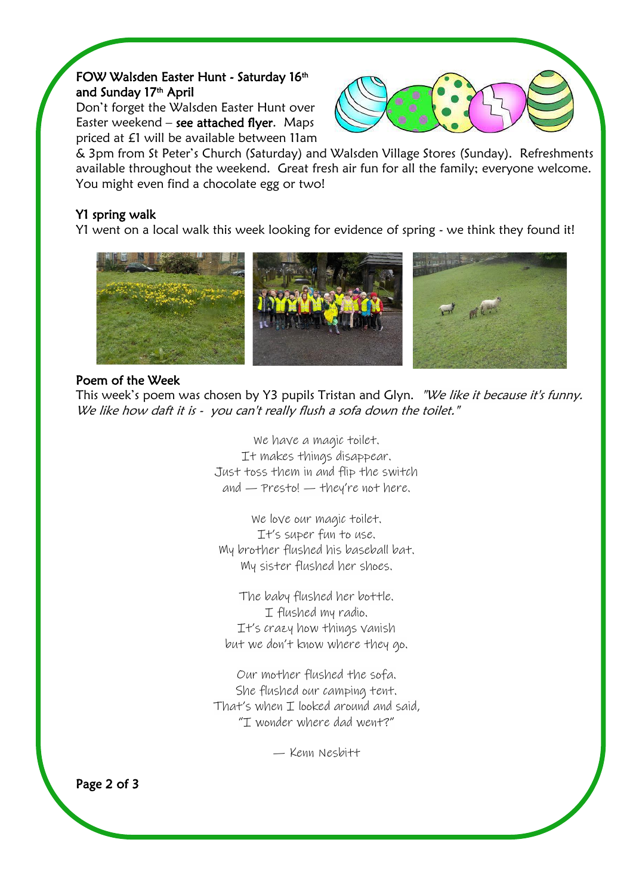**FOW Walsden Easter Hunt - Saturday 16th and Sunday 17th April**

Don't forget the Walsden Easter Hunt over Easter weekend – **see attached flyer**. Maps priced at £1 will be available between 11am & 3pm from St Peter's Church (Saturday) and Walsden Village Stores (Sunday). Refreshments available throughout the weekend. Great fresh air fun for all the family; everyone welcome. You might even find a chocolate egg or two!

**Y1 spring walk**

Y1 went on a local walk this week looking for evidence of spring - we think they found it!

**Poem of the Week**

This week's poem was chosen by Y3 pupils Tristan and Glyn. *"We like it because it's funny. We like how daft it is - you can't really flush a sofa down the toilet."*

We have a magic toilet.
It makes things disappear.
Just toss them in and flip the switch
and — Presto! — they're not here.

We love our magic toilet.
It's super fun to use.
My brother flushed his baseball bat.
My sister flushed her shoes.

The baby flushed her bottle.
I flushed my radio.
It's crazy how things vanish
but we don't know where they go.

Our mother flushed the sofa.
She flushed our camping tent.
That's when I looked around and said,
"I wonder where dad went?"

— Kenn Nesbitt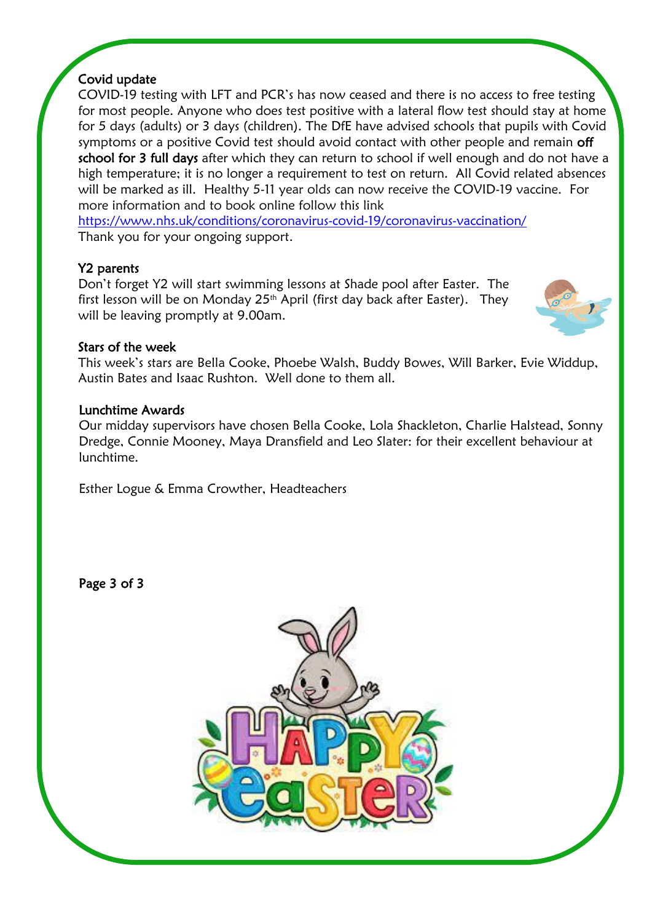## Covid update

COVID-19 testing with LFT and PCR's has now ceased and there is no access to free testing for most people. Anyone who does test positive with a lateral flow test should stay at home for 5 days (adults) or 3 days (children). The DfE have advised schools that pupils with Covid symptoms or a positive Covid test should avoid contact with other people and remain **off school for 3 full days** after which they can return to school if well enough and do not have a high temperature; it is no longer a requirement to test on return. All Covid related absences will be marked as ill. Healthy 5-11 year olds can now receive the COVID-19 vaccine. For more information and to book online follow this link
https://www.nhs.uk/conditions/coronavirus-covid-19/coronavirus-vaccination/
Thank you for your ongoing support.

## Y2 parents

Don't forget Y2 will start swimming lessons at Shade pool after Easter. The first lesson will be on Monday 25th April (first day back after Easter). They will be leaving promptly at 9.00am.

## Stars of the week

This week's stars are Bella Cooke, Phoebe Walsh, Buddy Bowes, Will Barker, Evie Widdup, Austin Bates and Isaac Rushton. Well done to them all.

## Lunchtime Awards

Our midday supervisors have chosen Bella Cooke, Lola Shackleton, Charlie Halstead, Sonny Dredge, Connie Mooney, Maya Dransfield and Leo Slater: for their excellent behaviour at lunchtime.

Esther Logue & Emma Crowther, Headteachers